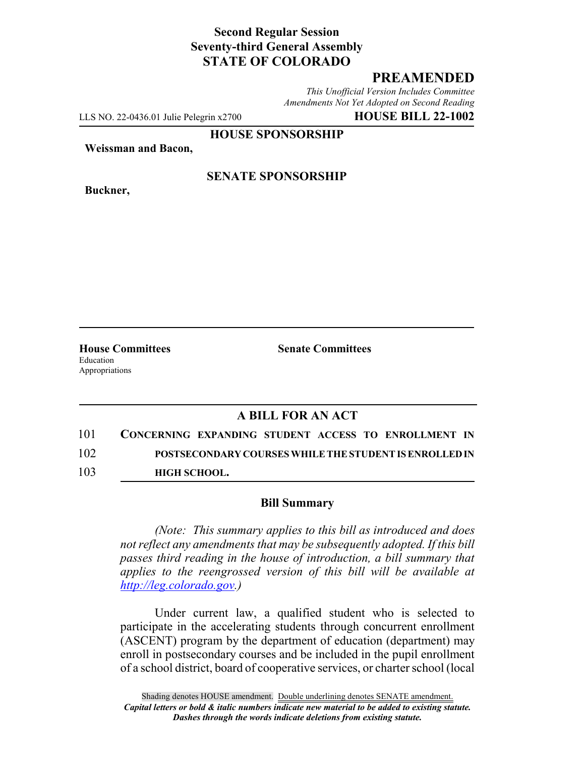**Second Regular Session**
**Seventy-third General Assembly**
**STATE OF COLORADO**

# PREAMENDED

*This Unofficial Version Includes Committee Amendments Not Yet Adopted on Second Reading*

LLS NO. 22-0436.01 Julie Pelegrin x2700 **HOUSE BILL 22-1002**

**HOUSE SPONSORSHIP**

**Weissman and Bacon,**

**SENATE SPONSORSHIP**

**Buckner,**

| **House Committees** | **Senate Committees** |
| --- | --- |
| Education | |
| Appropriations | |

## A BILL FOR AN ACT

101 **CONCERNING EXPANDING STUDENT ACCESS TO ENROLLMENT IN**
102 **POSTSECONDARY COURSES WHILE THE STUDENT IS ENROLLED IN**
103 **HIGH SCHOOL.**

### Bill Summary

*(Note: This summary applies to this bill as introduced and does not reflect any amendments that may be subsequently adopted. If this bill passes third reading in the house of introduction, a bill summary that applies to the reengrossed version of this bill will be available at http://leg.colorado.gov.)*

Under current law, a qualified student who is selected to participate in the accelerating students through concurrent enrollment (ASCENT) program by the department of education (department) may enroll in postsecondary courses and be included in the pupil enrollment of a school district, board of cooperative services, or charter school (local

Shading denotes HOUSE amendment. Double underlining denotes SENATE amendment.
***Capital letters or bold & italic numbers indicate new material to be added to existing statute.***
***Dashes through the words indicate deletions from existing statute.***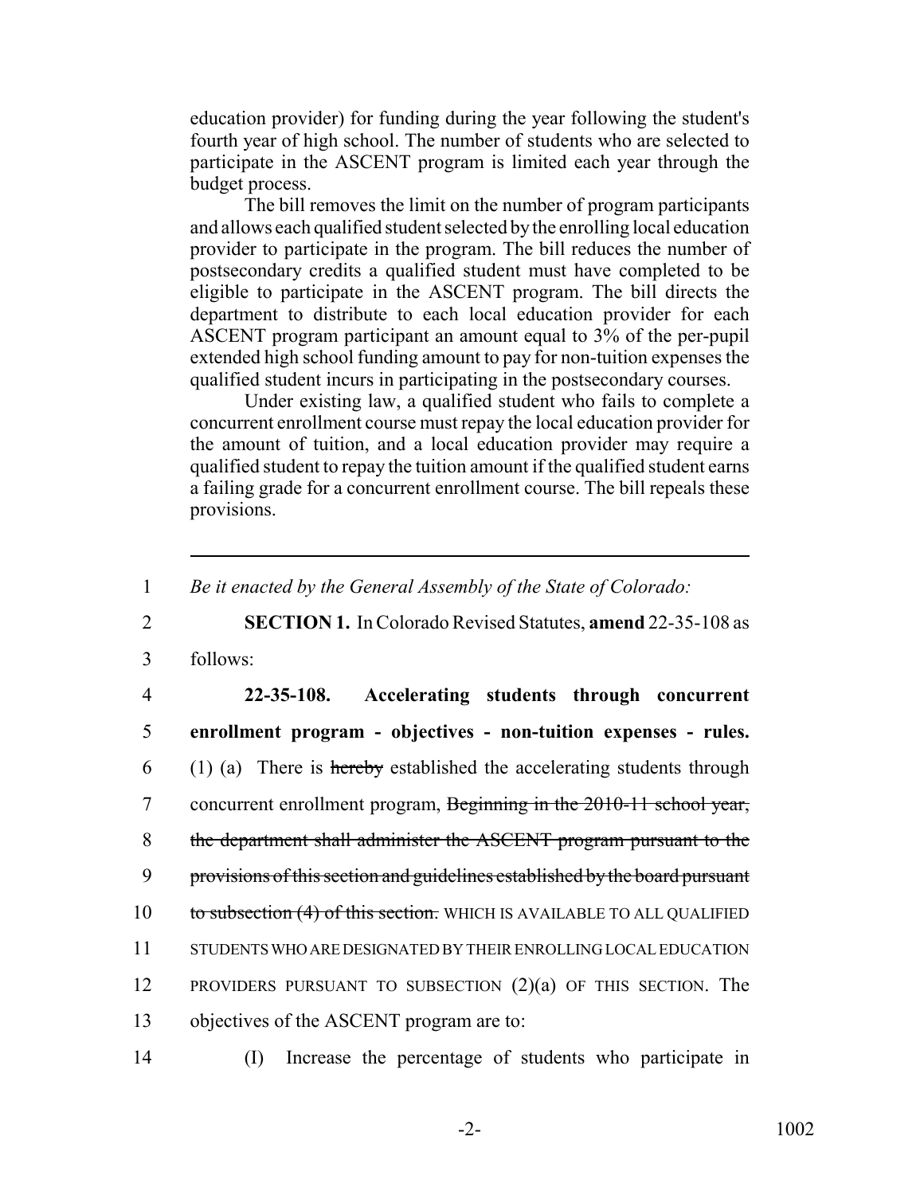education provider) for funding during the year following the student's fourth year of high school. The number of students who are selected to participate in the ASCENT program is limited each year through the budget process.

The bill removes the limit on the number of program participants and allows each qualified student selected by the enrolling local education provider to participate in the program. The bill reduces the number of postsecondary credits a qualified student must have completed to be eligible to participate in the ASCENT program. The bill directs the department to distribute to each local education provider for each ASCENT program participant an amount equal to 3% of the per-pupil extended high school funding amount to pay for non-tuition expenses the qualified student incurs in participating in the postsecondary courses.

Under existing law, a qualified student who fails to complete a concurrent enrollment course must repay the local education provider for the amount of tuition, and a local education provider may require a qualified student to repay the tuition amount if the qualified student earns a failing grade for a concurrent enrollment course. The bill repeals these provisions.

---

1 *Be it enacted by the General Assembly of the State of Colorado:*

2 **SECTION 1.** In Colorado Revised Statutes, **amend** 22-35-108 as

3 follows:

4 **22-35-108. Accelerating students through concurrent**

5 **enrollment program - objectives - non-tuition expenses - rules.**

6 (1) (a) There is ~~hereby~~ established the accelerating students through

7 concurrent enrollment program, ~~Beginning in the 2010-11 school year,~~

8 ~~the department shall administer the ASCENT program pursuant to the~~

9 ~~provisions of this section and guidelines established by the board pursuant~~

10 ~~to subsection (4) of this section.~~ WHICH IS AVAILABLE TO ALL QUALIFIED

11 STUDENTS WHO ARE DESIGNATED BY THEIR ENROLLING LOCAL EDUCATION

12 PROVIDERS PURSUANT TO SUBSECTION (2)(a) OF THIS SECTION. The

13 objectives of the ASCENT program are to:

14 (I) Increase the percentage of students who participate in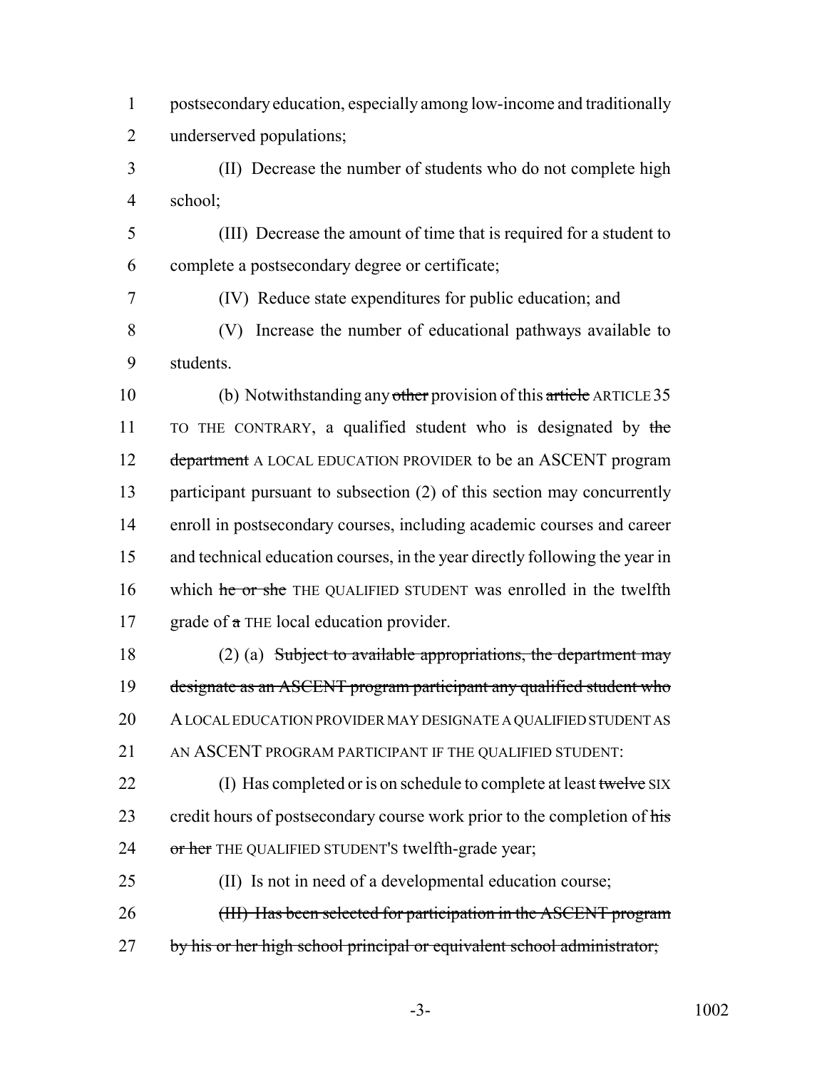postsecondary education, especially among low-income and traditionally underserved populations;

(II) Decrease the number of students who do not complete high school;

(III) Decrease the amount of time that is required for a student to complete a postsecondary degree or certificate;

(IV) Reduce state expenditures for public education; and

(V) Increase the number of educational pathways available to students.

(b) Notwithstanding any ~~other~~ provision of this ~~article~~ ARTICLE 35 TO THE CONTRARY, a qualified student who is designated by ~~the department~~ A LOCAL EDUCATION PROVIDER to be an ASCENT program participant pursuant to subsection (2) of this section may concurrently enroll in postsecondary courses, including academic courses and career and technical education courses, in the year directly following the year in which ~~he or she~~ THE QUALIFIED STUDENT was enrolled in the twelfth grade of ~~a~~ THE local education provider.

(2) (a) ~~Subject to available appropriations, the department may designate as an ASCENT program participant any qualified student who~~ A LOCAL EDUCATION PROVIDER MAY DESIGNATE A QUALIFIED STUDENT AS AN ASCENT PROGRAM PARTICIPANT IF THE QUALIFIED STUDENT:

(I) Has completed or is on schedule to complete at least ~~twelve~~ SIX credit hours of postsecondary course work prior to the completion of ~~his or her~~ THE QUALIFIED STUDENT'S twelfth-grade year;

(II) Is not in need of a developmental education course;

~~(III) Has been selected for participation in the ASCENT program by his or her high school principal or equivalent school administrator;~~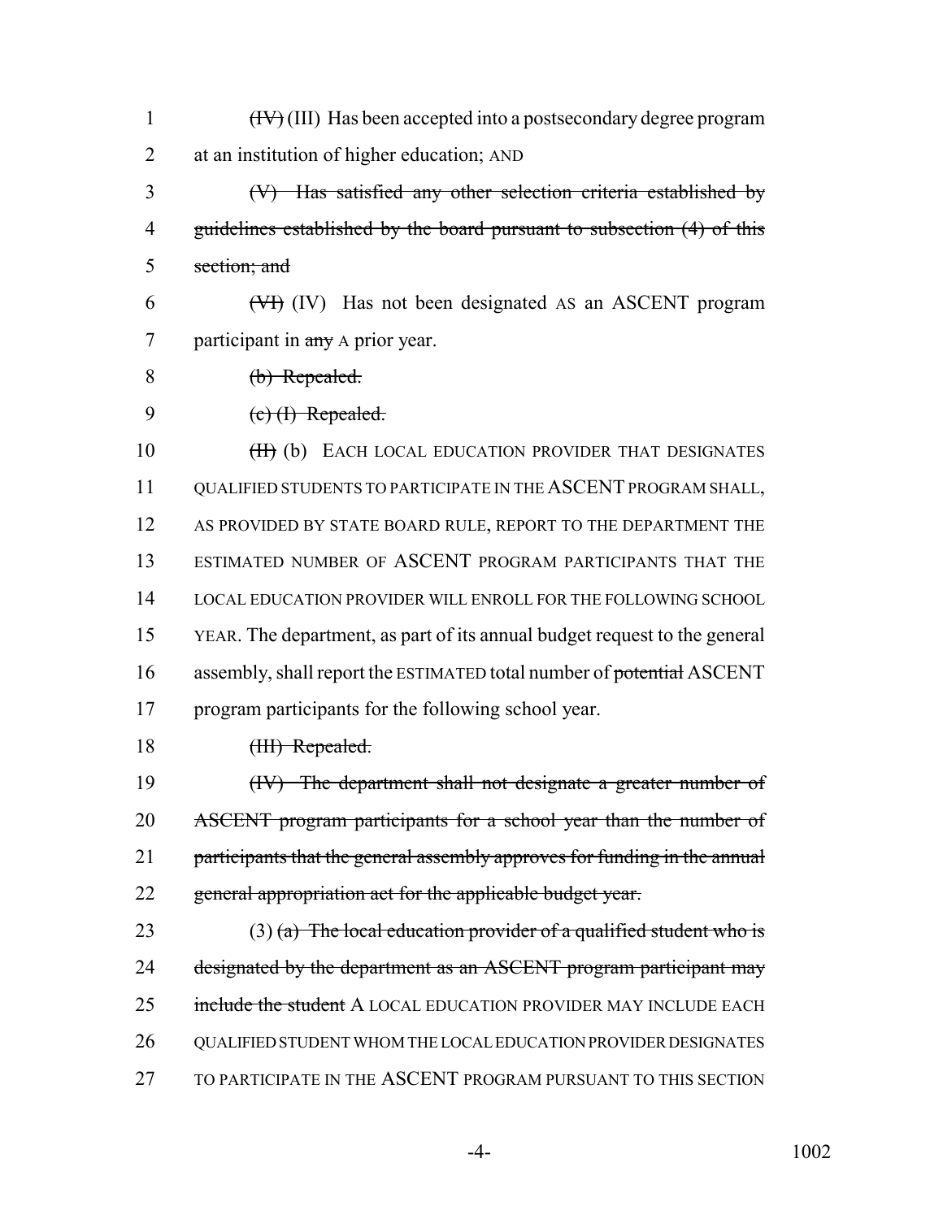1 ~~(IV)~~ (III) Has been accepted into a postsecondary degree program
2 at an institution of higher education; AND

3 ~~(V) Has satisfied any other selection criteria established by~~
4 ~~guidelines established by the board pursuant to subsection (4) of this~~
5 ~~section; and~~

6 ~~(VI)~~ (IV) Has not been designated AS an ASCENT program
7 participant in ~~any~~ A prior year.

8 ~~(b) Repealed.~~

9 ~~(c) (I) Repealed.~~

10 ~~(II)~~ (b) EACH LOCAL EDUCATION PROVIDER THAT DESIGNATES
11 QUALIFIED STUDENTS TO PARTICIPATE IN THE ASCENT PROGRAM SHALL,
12 AS PROVIDED BY STATE BOARD RULE, REPORT TO THE DEPARTMENT THE
13 ESTIMATED NUMBER OF ASCENT PROGRAM PARTICIPANTS THAT THE
14 LOCAL EDUCATION PROVIDER WILL ENROLL FOR THE FOLLOWING SCHOOL
15 YEAR. The department, as part of its annual budget request to the general
16 assembly, shall report the ESTIMATED total number of ~~potential~~ ASCENT
17 program participants for the following school year.

18 ~~(III) Repealed.~~

19 ~~(IV) The department shall not designate a greater number of~~
20 ~~ASCENT program participants for a school year than the number of~~
21 ~~participants that the general assembly approves for funding in the annual~~
22 ~~general appropriation act for the applicable budget year.~~

23 (3) ~~(a) The local education provider of a qualified student who is~~
24 ~~designated by the department as an ASCENT program participant may~~
25 ~~include the student~~ A LOCAL EDUCATION PROVIDER MAY INCLUDE EACH
26 QUALIFIED STUDENT WHOM THE LOCAL EDUCATION PROVIDER DESIGNATES
27 TO PARTICIPATE IN THE ASCENT PROGRAM PURSUANT TO THIS SECTION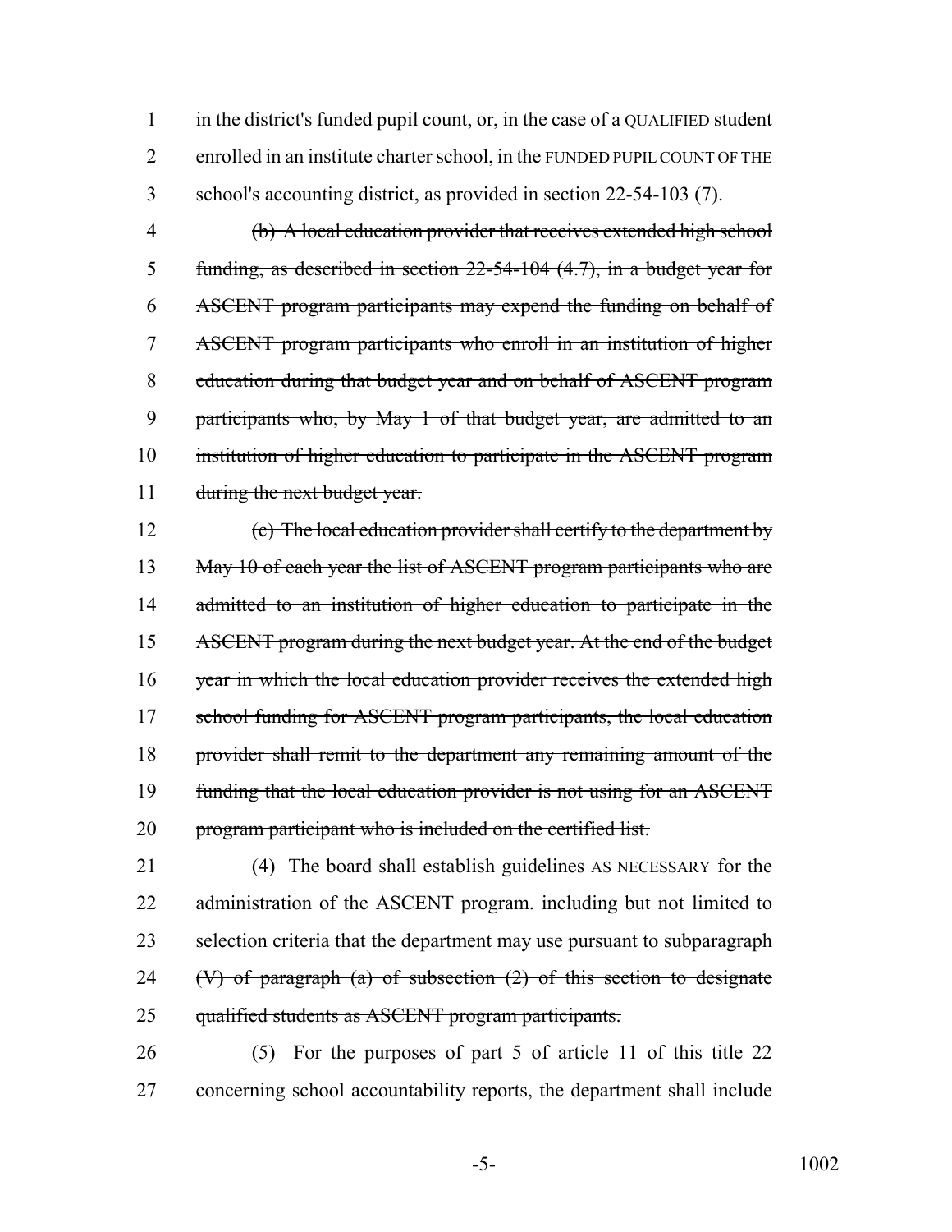in the district's funded pupil count, or, in the case of a QUALIFIED student enrolled in an institute charter school, in the FUNDED PUPIL COUNT OF THE school's accounting district, as provided in section 22-54-103 (7).

~~(b) A local education provider that receives extended high school funding, as described in section 22-54-104 (4.7), in a budget year for ASCENT program participants may expend the funding on behalf of ASCENT program participants who enroll in an institution of higher education during that budget year and on behalf of ASCENT program participants who, by May 1 of that budget year, are admitted to an institution of higher education to participate in the ASCENT program during the next budget year.~~

~~(c) The local education provider shall certify to the department by May 10 of each year the list of ASCENT program participants who are admitted to an institution of higher education to participate in the ASCENT program during the next budget year. At the end of the budget year in which the local education provider receives the extended high school funding for ASCENT program participants, the local education provider shall remit to the department any remaining amount of the funding that the local education provider is not using for an ASCENT program participant who is included on the certified list.~~

(4) The board shall establish guidelines AS NECESSARY for the administration of the ASCENT program. ~~including but not limited to selection criteria that the department may use pursuant to subparagraph (V) of paragraph (a) of subsection (2) of this section to designate qualified students as ASCENT program participants.~~

(5) For the purposes of part 5 of article 11 of this title 22 concerning school accountability reports, the department shall include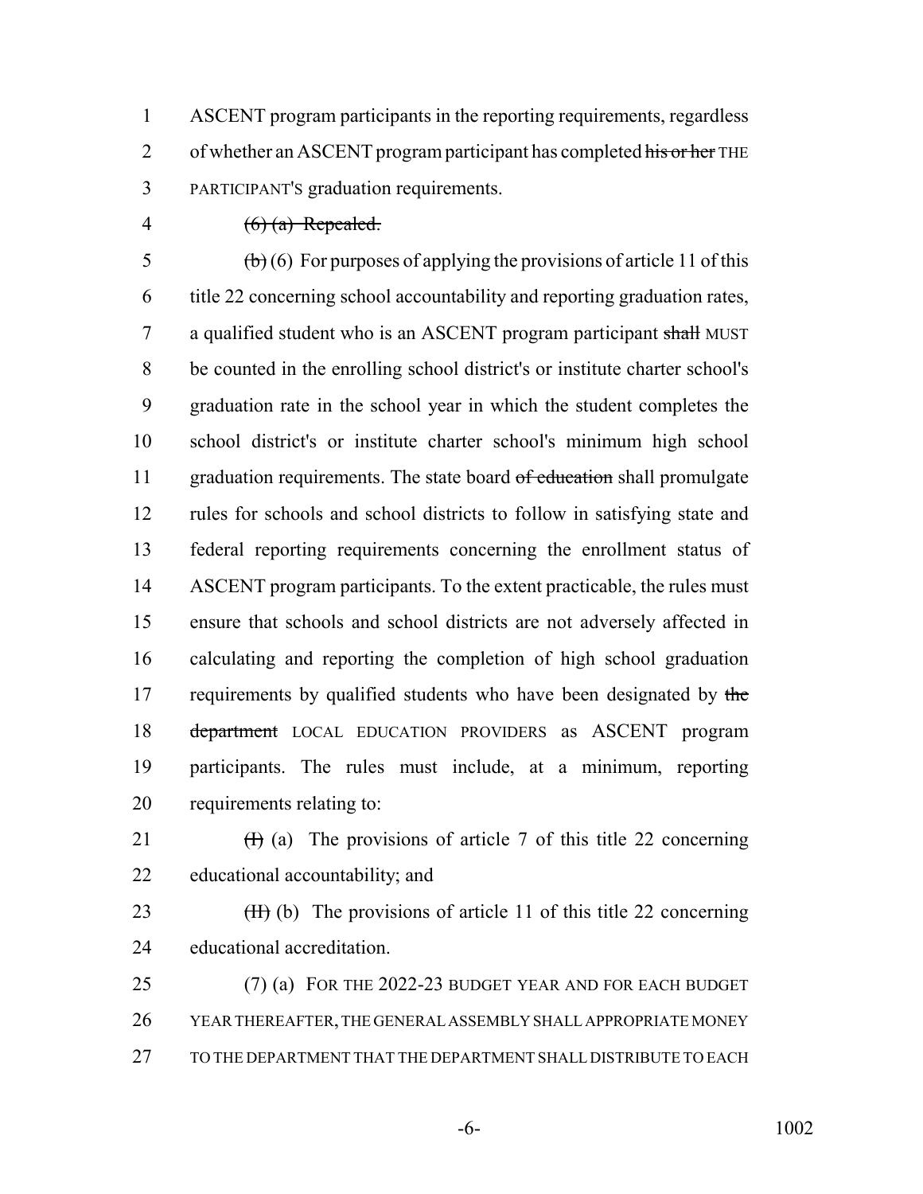ASCENT program participants in the reporting requirements, regardless of whether an ASCENT program participant has completed ~~his or her~~ THE PARTICIPANT'S graduation requirements.

~~(6) (a) Repealed.~~

~~(b)~~ (6) For purposes of applying the provisions of article 11 of this title 22 concerning school accountability and reporting graduation rates, a qualified student who is an ASCENT program participant ~~shall~~ MUST be counted in the enrolling school district's or institute charter school's graduation rate in the school year in which the student completes the school district's or institute charter school's minimum high school graduation requirements. The state board ~~of education~~ shall promulgate rules for schools and school districts to follow in satisfying state and federal reporting requirements concerning the enrollment status of ASCENT program participants. To the extent practicable, the rules must ensure that schools and school districts are not adversely affected in calculating and reporting the completion of high school graduation requirements by qualified students who have been designated by ~~the department~~ LOCAL EDUCATION PROVIDERS as ASCENT program participants. The rules must include, at a minimum, reporting requirements relating to:

~~(I)~~ (a) The provisions of article 7 of this title 22 concerning educational accountability; and

~~(II)~~ (b) The provisions of article 11 of this title 22 concerning educational accreditation.

(7) (a) FOR THE 2022-23 BUDGET YEAR AND FOR EACH BUDGET YEAR THEREAFTER, THE GENERAL ASSEMBLY SHALL APPROPRIATE MONEY TO THE DEPARTMENT THAT THE DEPARTMENT SHALL DISTRIBUTE TO EACH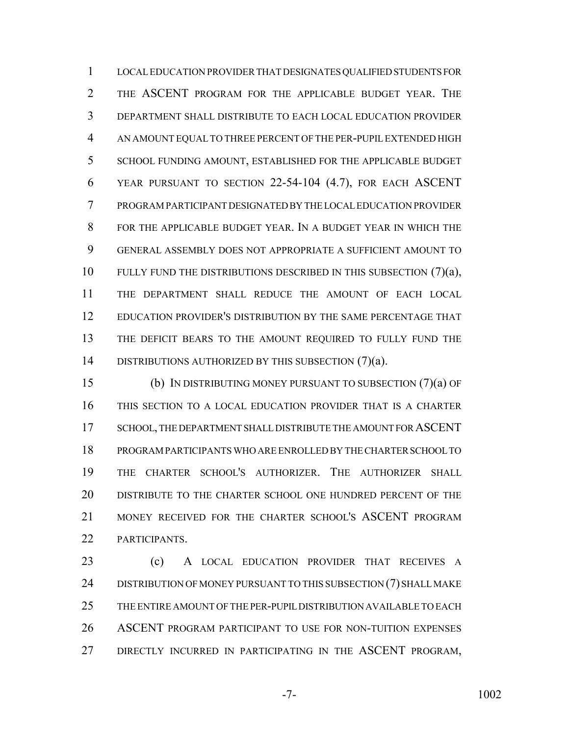LOCAL EDUCATION PROVIDER THAT DESIGNATES QUALIFIED STUDENTS FOR THE ASCENT PROGRAM FOR THE APPLICABLE BUDGET YEAR. THE DEPARTMENT SHALL DISTRIBUTE TO EACH LOCAL EDUCATION PROVIDER AN AMOUNT EQUAL TO THREE PERCENT OF THE PER-PUPIL EXTENDED HIGH SCHOOL FUNDING AMOUNT, ESTABLISHED FOR THE APPLICABLE BUDGET YEAR PURSUANT TO SECTION 22-54-104 (4.7), FOR EACH ASCENT PROGRAM PARTICIPANT DESIGNATED BY THE LOCAL EDUCATION PROVIDER FOR THE APPLICABLE BUDGET YEAR. IN A BUDGET YEAR IN WHICH THE GENERAL ASSEMBLY DOES NOT APPROPRIATE A SUFFICIENT AMOUNT TO FULLY FUND THE DISTRIBUTIONS DESCRIBED IN THIS SUBSECTION (7)(a), THE DEPARTMENT SHALL REDUCE THE AMOUNT OF EACH LOCAL EDUCATION PROVIDER'S DISTRIBUTION BY THE SAME PERCENTAGE THAT THE DEFICIT BEARS TO THE AMOUNT REQUIRED TO FULLY FUND THE DISTRIBUTIONS AUTHORIZED BY THIS SUBSECTION (7)(a).

(b) IN DISTRIBUTING MONEY PURSUANT TO SUBSECTION (7)(a) OF THIS SECTION TO A LOCAL EDUCATION PROVIDER THAT IS A CHARTER SCHOOL, THE DEPARTMENT SHALL DISTRIBUTE THE AMOUNT FOR ASCENT PROGRAM PARTICIPANTS WHO ARE ENROLLED BY THE CHARTER SCHOOL TO THE CHARTER SCHOOL'S AUTHORIZER. THE AUTHORIZER SHALL DISTRIBUTE TO THE CHARTER SCHOOL ONE HUNDRED PERCENT OF THE MONEY RECEIVED FOR THE CHARTER SCHOOL'S ASCENT PROGRAM PARTICIPANTS.

(c) A LOCAL EDUCATION PROVIDER THAT RECEIVES A DISTRIBUTION OF MONEY PURSUANT TO THIS SUBSECTION (7) SHALL MAKE THE ENTIRE AMOUNT OF THE PER-PUPIL DISTRIBUTION AVAILABLE TO EACH ASCENT PROGRAM PARTICIPANT TO USE FOR NON-TUITION EXPENSES DIRECTLY INCURRED IN PARTICIPATING IN THE ASCENT PROGRAM,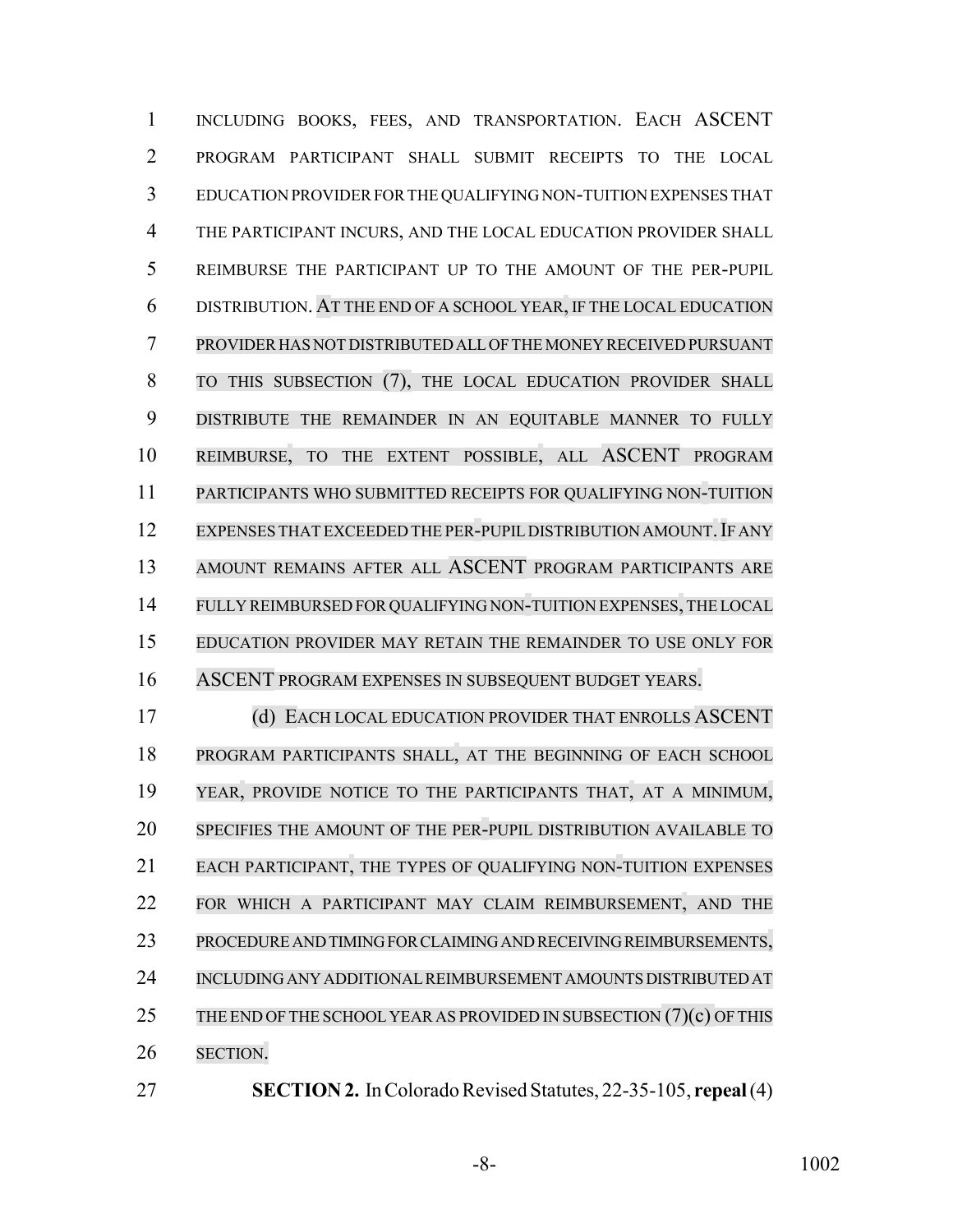INCLUDING BOOKS, FEES, AND TRANSPORTATION. EACH ASCENT PROGRAM PARTICIPANT SHALL SUBMIT RECEIPTS TO THE LOCAL EDUCATION PROVIDER FOR THE QUALIFYING NON-TUITION EXPENSES THAT THE PARTICIPANT INCURS, AND THE LOCAL EDUCATION PROVIDER SHALL REIMBURSE THE PARTICIPANT UP TO THE AMOUNT OF THE PER-PUPIL DISTRIBUTION. AT THE END OF A SCHOOL YEAR, IF THE LOCAL EDUCATION PROVIDER HAS NOT DISTRIBUTED ALL OF THE MONEY RECEIVED PURSUANT TO THIS SUBSECTION (7), THE LOCAL EDUCATION PROVIDER SHALL DISTRIBUTE THE REMAINDER IN AN EQUITABLE MANNER TO FULLY REIMBURSE, TO THE EXTENT POSSIBLE, ALL ASCENT PROGRAM PARTICIPANTS WHO SUBMITTED RECEIPTS FOR QUALIFYING NON-TUITION EXPENSES THAT EXCEEDED THE PER-PUPIL DISTRIBUTION AMOUNT. IF ANY AMOUNT REMAINS AFTER ALL ASCENT PROGRAM PARTICIPANTS ARE FULLY REIMBURSED FOR QUALIFYING NON-TUITION EXPENSES, THE LOCAL EDUCATION PROVIDER MAY RETAIN THE REMAINDER TO USE ONLY FOR ASCENT PROGRAM EXPENSES IN SUBSEQUENT BUDGET YEARS.

(d) EACH LOCAL EDUCATION PROVIDER THAT ENROLLS ASCENT PROGRAM PARTICIPANTS SHALL, AT THE BEGINNING OF EACH SCHOOL YEAR, PROVIDE NOTICE TO THE PARTICIPANTS THAT, AT A MINIMUM, SPECIFIES THE AMOUNT OF THE PER-PUPIL DISTRIBUTION AVAILABLE TO EACH PARTICIPANT, THE TYPES OF QUALIFYING NON-TUITION EXPENSES FOR WHICH A PARTICIPANT MAY CLAIM REIMBURSEMENT, AND THE PROCEDURE AND TIMING FOR CLAIMING AND RECEIVING REIMBURSEMENTS, INCLUDING ANY ADDITIONAL REIMBURSEMENT AMOUNTS DISTRIBUTED AT THE END OF THE SCHOOL YEAR AS PROVIDED IN SUBSECTION (7)(c) OF THIS SECTION.

**SECTION 2.** In Colorado Revised Statutes, 22-35-105, **repeal** (4)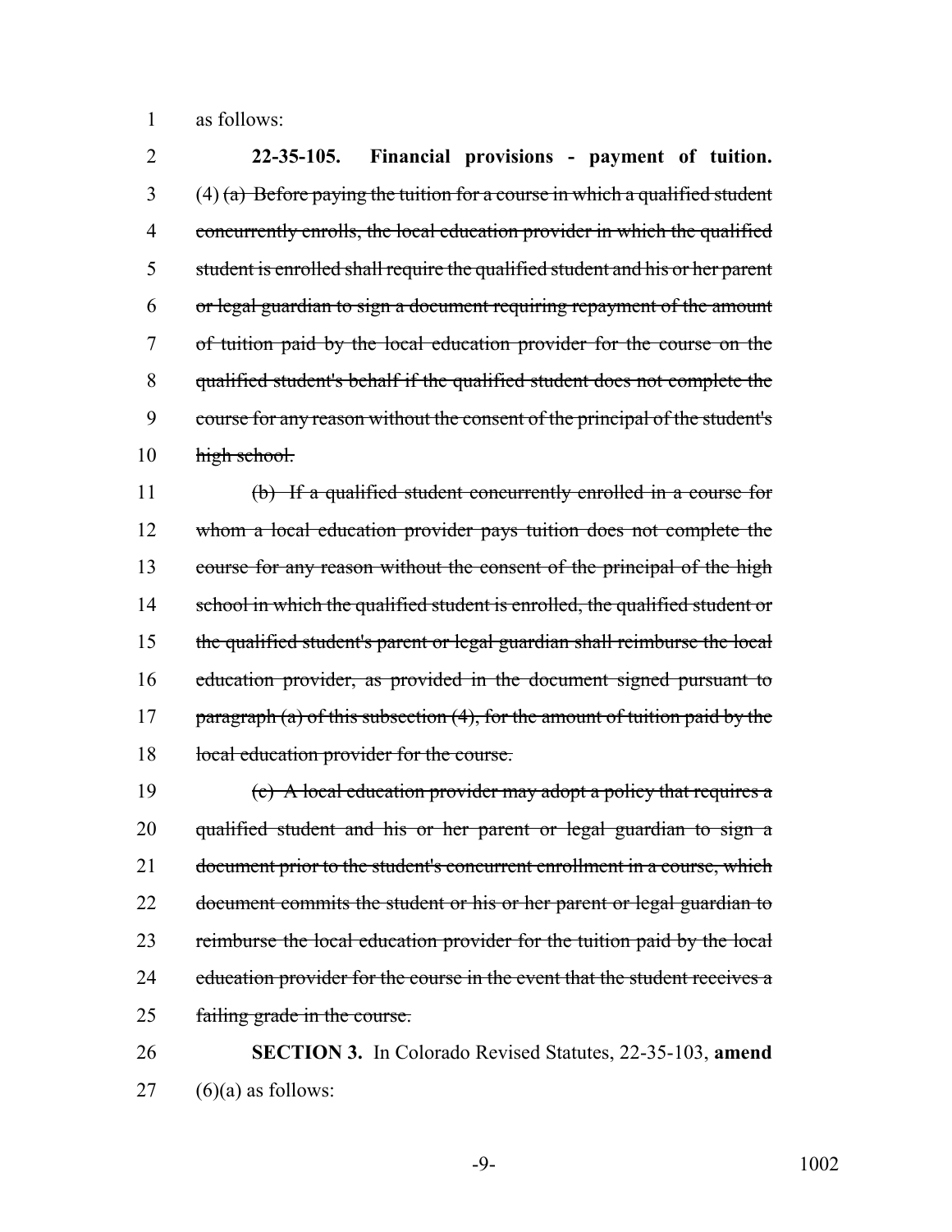as follows:

**22-35-105. Financial provisions - payment of tuition.** (4) ~~(a) Before paying the tuition for a course in which a qualified student concurrently enrolls, the local education provider in which the qualified student is enrolled shall require the qualified student and his or her parent or legal guardian to sign a document requiring repayment of the amount of tuition paid by the local education provider for the course on the qualified student's behalf if the qualified student does not complete the course for any reason without the consent of the principal of the student's high school.~~

~~(b) If a qualified student concurrently enrolled in a course for whom a local education provider pays tuition does not complete the course for any reason without the consent of the principal of the high school in which the qualified student is enrolled, the qualified student or the qualified student's parent or legal guardian shall reimburse the local education provider, as provided in the document signed pursuant to paragraph (a) of this subsection (4), for the amount of tuition paid by the local education provider for the course.~~

~~(c) A local education provider may adopt a policy that requires a qualified student and his or her parent or legal guardian to sign a document prior to the student's concurrent enrollment in a course, which document commits the student or his or her parent or legal guardian to reimburse the local education provider for the tuition paid by the local education provider for the course in the event that the student receives a failing grade in the course.~~

**SECTION 3.** In Colorado Revised Statutes, 22-35-103, **amend** (6)(a) as follows: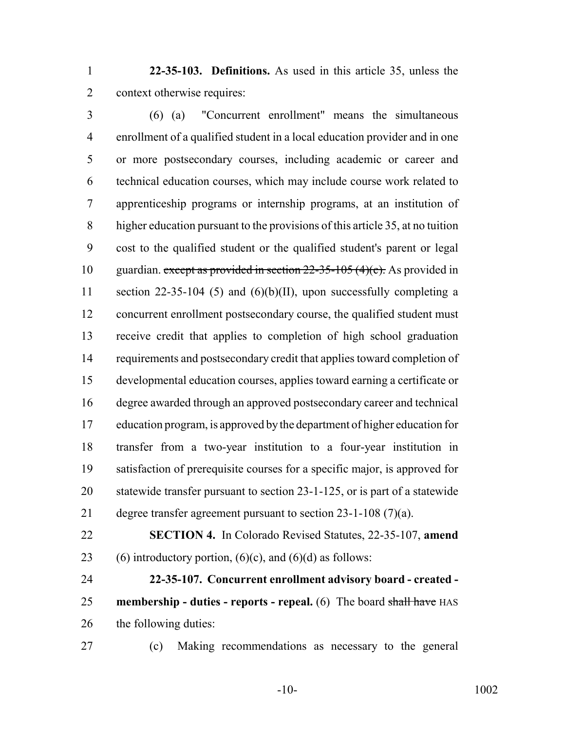**22-35-103. Definitions.** As used in this article 35, unless the context otherwise requires:

(6) (a) "Concurrent enrollment" means the simultaneous enrollment of a qualified student in a local education provider and in one or more postsecondary courses, including academic or career and technical education courses, which may include course work related to apprenticeship programs or internship programs, at an institution of higher education pursuant to the provisions of this article 35, at no tuition cost to the qualified student or the qualified student's parent or legal guardian. ~~except as provided in section 22-35-105 (4)(c).~~ As provided in section 22-35-104 (5) and (6)(b)(II), upon successfully completing a concurrent enrollment postsecondary course, the qualified student must receive credit that applies to completion of high school graduation requirements and postsecondary credit that applies toward completion of developmental education courses, applies toward earning a certificate or degree awarded through an approved postsecondary career and technical education program, is approved by the department of higher education for transfer from a two-year institution to a four-year institution in satisfaction of prerequisite courses for a specific major, is approved for statewide transfer pursuant to section 23-1-125, or is part of a statewide degree transfer agreement pursuant to section 23-1-108 (7)(a).

**SECTION 4.** In Colorado Revised Statutes, 22-35-107, **amend** (6) introductory portion, (6)(c), and (6)(d) as follows:

**22-35-107. Concurrent enrollment advisory board - created - membership - duties - reports - repeal.** (6) The board ~~shall have~~ HAS the following duties:

(c) Making recommendations as necessary to the general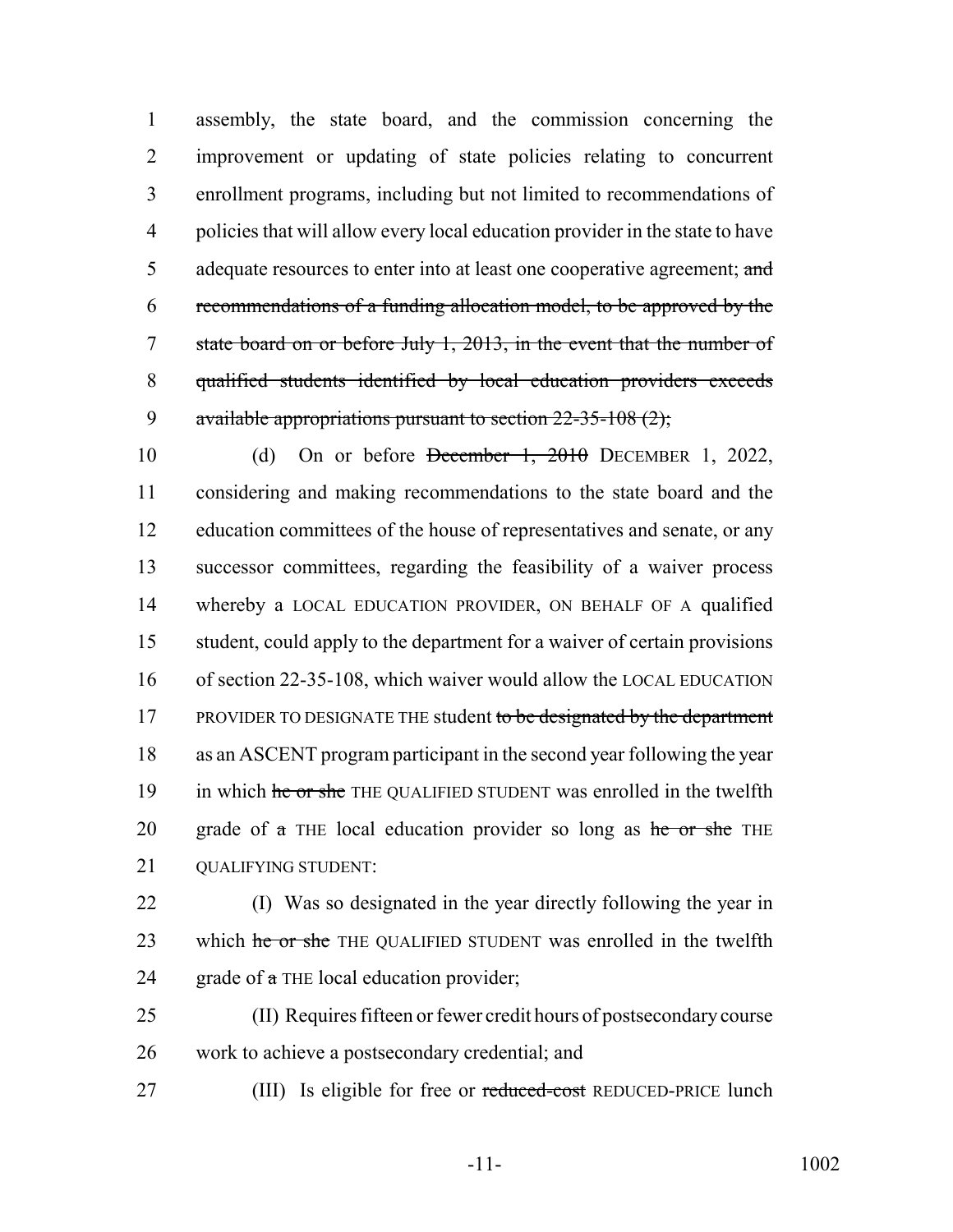assembly, the state board, and the commission concerning the improvement or updating of state policies relating to concurrent enrollment programs, including but not limited to recommendations of policies that will allow every local education provider in the state to have adequate resources to enter into at least one cooperative agreement; ~~and recommendations of a funding allocation model, to be approved by the state board on or before July 1, 2013, in the event that the number of qualified students identified by local education providers exceeds available appropriations pursuant to section 22-35-108 (2);~~

(d) On or before ~~December 1, 2010~~ DECEMBER 1, 2022, considering and making recommendations to the state board and the education committees of the house of representatives and senate, or any successor committees, regarding the feasibility of a waiver process whereby a LOCAL EDUCATION PROVIDER, ON BEHALF OF A qualified student, could apply to the department for a waiver of certain provisions of section 22-35-108, which waiver would allow the LOCAL EDUCATION PROVIDER TO DESIGNATE THE student ~~to be designated by the department~~ as an ASCENT program participant in the second year following the year in which ~~he or she~~ THE QUALIFIED STUDENT was enrolled in the twelfth grade of ~~a~~ THE local education provider so long as ~~he or she~~ THE QUALIFYING STUDENT:

(I) Was so designated in the year directly following the year in which ~~he or she~~ THE QUALIFIED STUDENT was enrolled in the twelfth grade of ~~a~~ THE local education provider;

(II) Requires fifteen or fewer credit hours of postsecondary course work to achieve a postsecondary credential; and

(III) Is eligible for free or ~~reduced-cost~~ REDUCED-PRICE lunch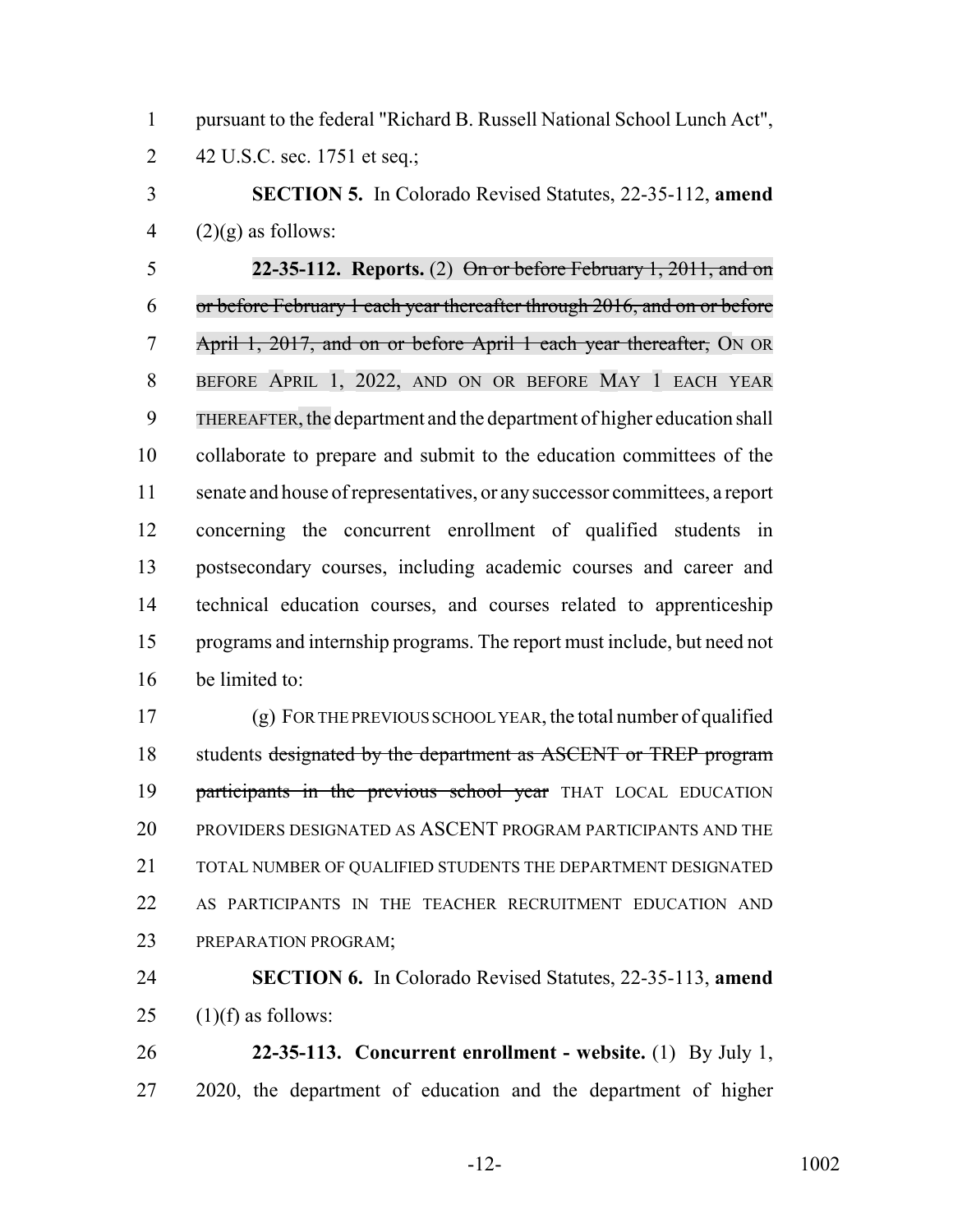pursuant to the federal "Richard B. Russell National School Lunch Act", 42 U.S.C. sec. 1751 et seq.;

**SECTION 5.** In Colorado Revised Statutes, 22-35-112, **amend** (2)(g) as follows:

**22-35-112. Reports.** (2) ~~On or before February 1, 2011, and on or before February 1 each year thereafter through 2016, and on or before April 1, 2017, and on or before April 1 each year thereafter,~~ ON OR BEFORE APRIL 1, 2022, AND ON OR BEFORE MAY 1 EACH YEAR THEREAFTER, the department and the department of higher education shall collaborate to prepare and submit to the education committees of the senate and house of representatives, or any successor committees, a report concerning the concurrent enrollment of qualified students in postsecondary courses, including academic courses and career and technical education courses, and courses related to apprenticeship programs and internship programs. The report must include, but need not be limited to:

(g) FOR THE PREVIOUS SCHOOL YEAR, the total number of qualified students ~~designated by the department as ASCENT or TREP program participants in the previous school year~~ THAT LOCAL EDUCATION PROVIDERS DESIGNATED AS ASCENT PROGRAM PARTICIPANTS AND THE TOTAL NUMBER OF QUALIFIED STUDENTS THE DEPARTMENT DESIGNATED AS PARTICIPANTS IN THE TEACHER RECRUITMENT EDUCATION AND PREPARATION PROGRAM;

**SECTION 6.** In Colorado Revised Statutes, 22-35-113, **amend** (1)(f) as follows:

**22-35-113. Concurrent enrollment - website.** (1) By July 1, 2020, the department of education and the department of higher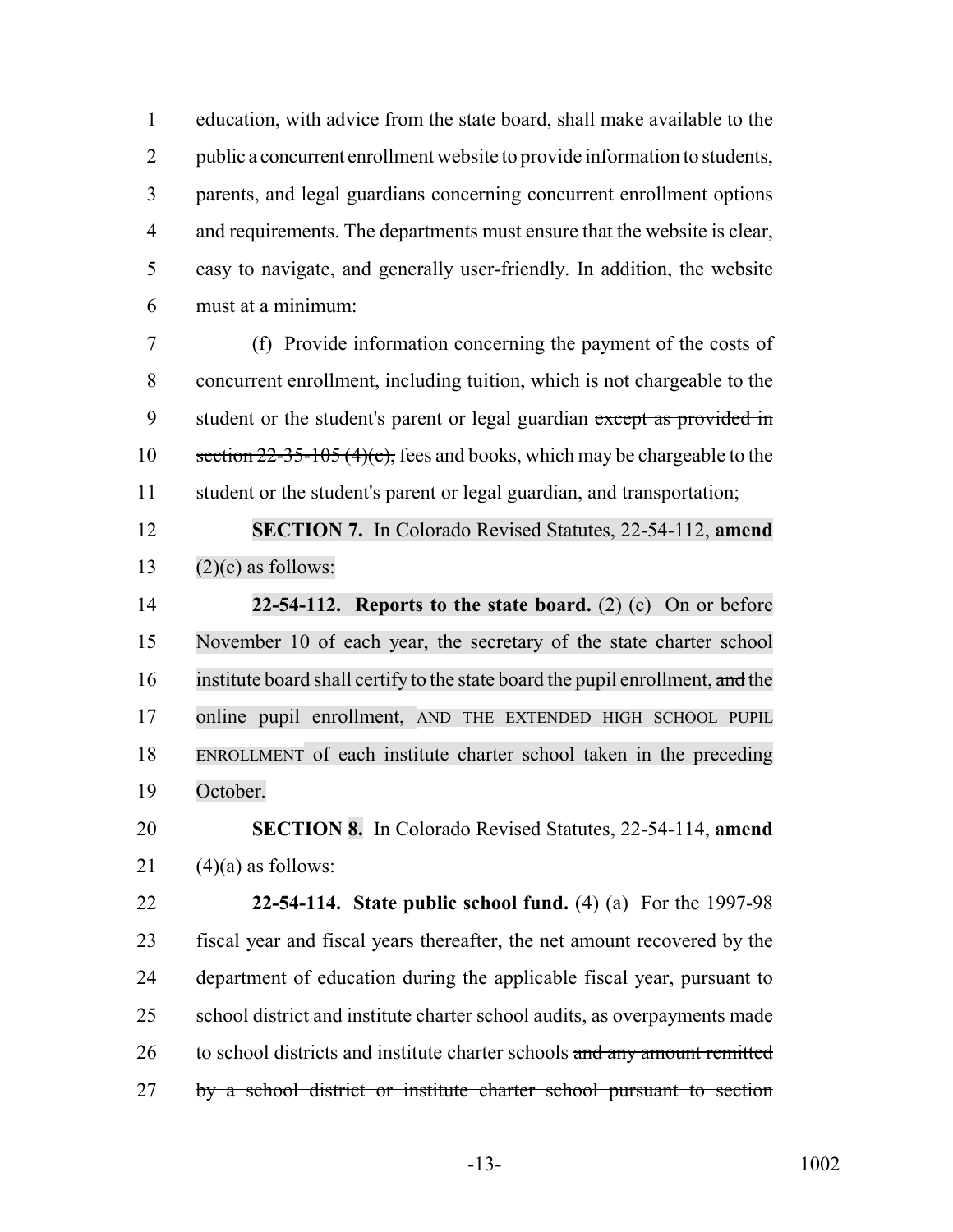education, with advice from the state board, shall make available to the public a concurrent enrollment website to provide information to students, parents, and legal guardians concerning concurrent enrollment options and requirements. The departments must ensure that the website is clear, easy to navigate, and generally user-friendly. In addition, the website must at a minimum:

(f) Provide information concerning the payment of the costs of concurrent enrollment, including tuition, which is not chargeable to the student or the student's parent or legal guardian ~~except as provided in section 22-35-105 (4)(c),~~ fees and books, which may be chargeable to the student or the student's parent or legal guardian, and transportation;

**SECTION 7.** In Colorado Revised Statutes, 22-54-112, **amend** (2)(c) as follows:

**22-54-112. Reports to the state board.** (2) (c) On or before November 10 of each year, the secretary of the state charter school institute board shall certify to the state board the pupil enrollment, ~~and~~ the online pupil enrollment, AND THE EXTENDED HIGH SCHOOL PUPIL ENROLLMENT of each institute charter school taken in the preceding October.

**SECTION 8.** In Colorado Revised Statutes, 22-54-114, **amend** (4)(a) as follows:

**22-54-114. State public school fund.** (4) (a) For the 1997-98 fiscal year and fiscal years thereafter, the net amount recovered by the department of education during the applicable fiscal year, pursuant to school district and institute charter school audits, as overpayments made to school districts and institute charter schools ~~and any amount remitted by a school district or institute charter school pursuant to section~~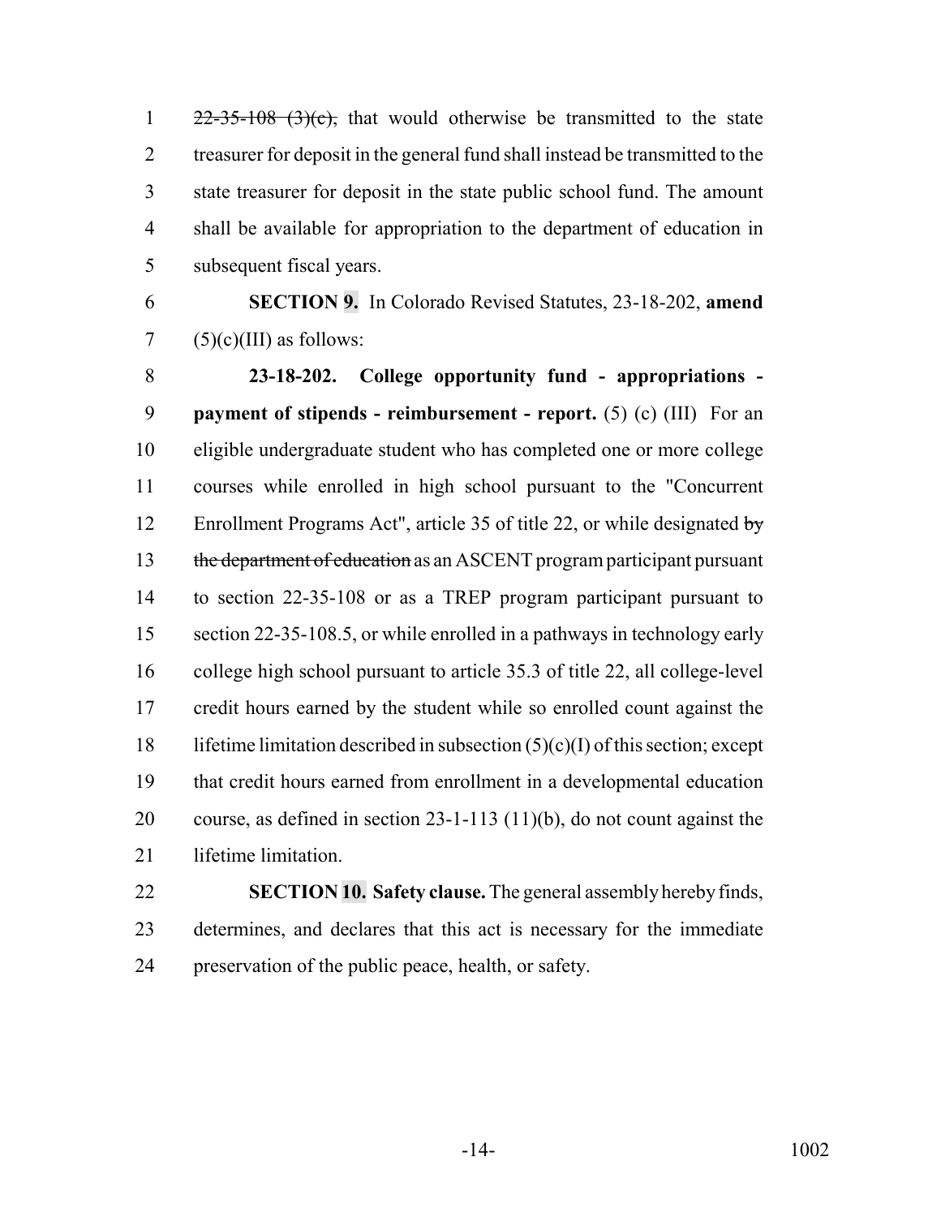~~22-35-108 (3)(c),~~ that would otherwise be transmitted to the state treasurer for deposit in the general fund shall instead be transmitted to the state treasurer for deposit in the state public school fund. The amount shall be available for appropriation to the department of education in subsequent fiscal years.

**SECTION 9.** In Colorado Revised Statutes, 23-18-202, **amend** (5)(c)(III) as follows:

**23-18-202. College opportunity fund - appropriations - payment of stipends - reimbursement - report.** (5) (c) (III) For an eligible undergraduate student who has completed one or more college courses while enrolled in high school pursuant to the "Concurrent Enrollment Programs Act", article 35 of title 22, or while designated ~~by the department of education~~ as an ASCENT program participant pursuant to section 22-35-108 or as a TREP program participant pursuant to section 22-35-108.5, or while enrolled in a pathways in technology early college high school pursuant to article 35.3 of title 22, all college-level credit hours earned by the student while so enrolled count against the lifetime limitation described in subsection (5)(c)(I) of this section; except that credit hours earned from enrollment in a developmental education course, as defined in section 23-1-113 (11)(b), do not count against the lifetime limitation.

**SECTION 10. Safety clause.** The general assembly hereby finds, determines, and declares that this act is necessary for the immediate preservation of the public peace, health, or safety.